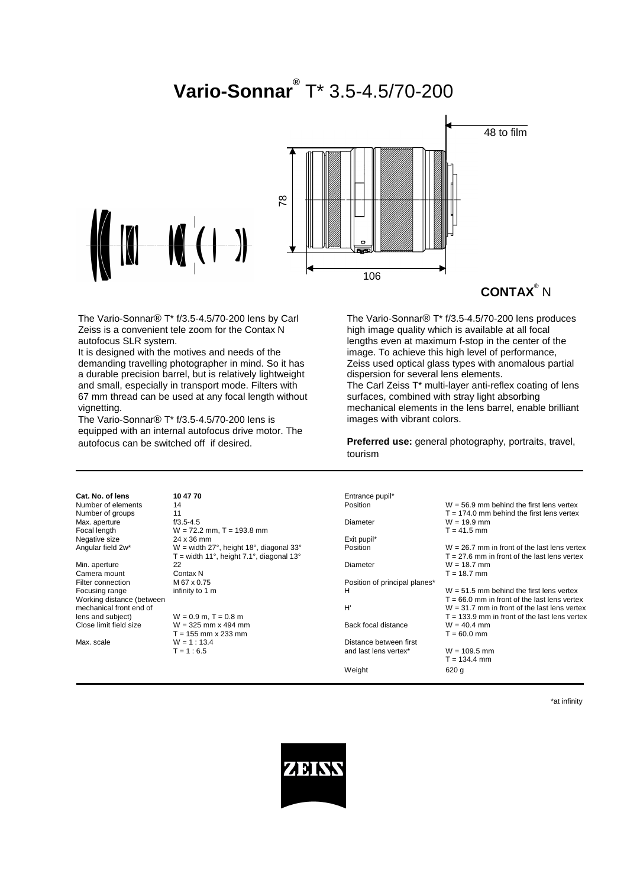# Vario-Sonnar® T* 3.5-4.5/70-200

48 to film

78

106

**CONTAX**® N

The Vario-Sonnar® T* f/3.5-4.5/70-200 lens by Carl Zeiss is a convenient tele zoom for the Contax N autofocus SLR system.

It is designed with the motives and needs of the demanding travelling photographer in mind. So it has a durable precision barrel, but is relatively lightweight and small, especially in transport mode. Filters with 67 mm thread can be used at any focal length without vignetting.

The Vario-Sonnar® T* f/3.5-4.5/70-200 lens is equipped with an internal autofocus drive motor. The autofocus can be switched off if desired.

The Vario-Sonnar® T* f/3.5-4.5/70-200 lens produces high image quality which is available at all focal lengths even at maximum f-stop in the center of the image. To achieve this high level of performance, Zeiss used optical glass types with anomalous partial dispersion for several lens elements.

The Carl Zeiss T* multi-layer anti-reflex coating of lens surfaces, combined with stray light absorbing mechanical elements in the lens barrel, enable brilliant images with vibrant colors.

**Preferred use:** general photography, portraits, travel, tourism

| | |
|---|---|
| **Cat. No. of lens** | **10 47 70** |
| Number of elements | 14 |
| Number of groups | 11 |
| Max. aperture | f/3.5-4.5 |
| Focal length | W = 72.2 mm, T = 193.8 mm |
| Negative size | 24 x 36 mm |
| Angular field 2w* | W = width 27°, height 18°, diagonal 33°<br>T = width 11°, height 7.1°, diagonal 13° |
| Min. aperture | 22 |
| Camera mount | Contax N |
| Filter connection | M 67 x 0.75 |
| Focusing range | infinity to 1 m |
| Working distance (between mechanical front end of lens and subject) | W = 0.9 m, T = 0.8 m |
| Close limit field size | W = 325 mm x 494 mm<br>T = 155 mm x 233 mm |
| Max. scale | W = 1 : 13.4<br>T = 1 : 6.5 |

| | | |
|---|---|---|
| Entrance pupil* | Position | W = 56.9 mm behind the first lens vertex<br>T = 174.0 mm behind the first lens vertex |
| | Diameter | W = 19.9 mm<br>T = 41.5 mm |
| Exit pupil* | Position | W = 26.7 mm in front of the last lens vertex<br>T = 27.6 mm in front of the last lens vertex |
| | Diameter | W = 18.7 mm<br>T = 18.7 mm |
| Position of principal planes* | H | W = 51.5 mm behind the first lens vertex<br>T = 66.0 mm in front of the last lens vertex |
| | H' | W = 31.7 mm in front of the last lens vertex<br>T = 133.9 mm in front of the last lens vertex |
| Back focal distance | | W = 40.4 mm<br>T = 60.0 mm |
| Distance between first and last lens vertex* | | W = 109.5 mm<br>T = 134.4 mm |
| Weight | | 620 g |

*at infinity

ZEISS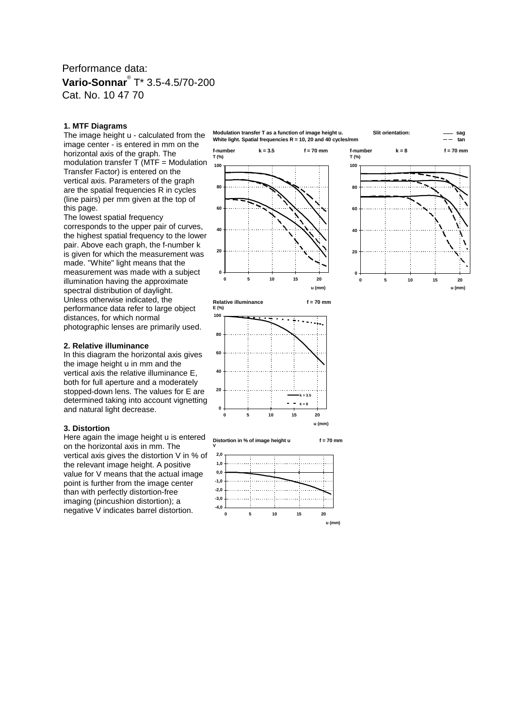Performance data:

**Vario-Sonnar**® T* 3.5-4.5/70-200

Cat. No. 10 47 70

### 1. MTF Diagrams

The image height u - calculated from the image center - is entered in mm on the horizontal axis of the graph. The modulation transfer T (MTF = Modulation Transfer Factor) is entered on the vertical axis. Parameters of the graph are the spatial frequencies R in cycles (line pairs) per mm given at the top of this page.

The lowest spatial frequency corresponds to the upper pair of curves, the highest spatial frequency to the lower pair. Above each graph, the f-number k is given for which the measurement was made. "White" light means that the measurement was made with a subject illumination having the approximate spectral distribution of daylight.

Unless otherwise indicated, the performance data refer to large object distances, for which normal photographic lenses are primarily used.

### 2. Relative illuminance

In this diagram the horizontal axis gives the image height u in mm and the vertical axis the relative illuminance E, both for full aperture and a moderately stopped-down lens. The values for E are determined taking into account vignetting and natural light decrease.

### 3. Distortion

Here again the image height u is entered on the horizontal axis in mm. The vertical axis gives the distortion V in % of the relevant image height. A positive value for V means that the actual image point is further from the image center than with perfectly distortion-free imaging (pincushion distortion); a negative V indicates barrel distortion.

**Modulation transfer T as a function of image height u.**
**White light. Spatial frequencies R = 10, 20 and 40 cycles/mm**

**Slit orientation:** —— sag; – – tan

**f-number k = 3.5, f = 70 mm**

**f-number k = 8, f = 70 mm**

**Relative illuminance, f = 70 mm**

**Distortion in % of image height u, f = 70 mm**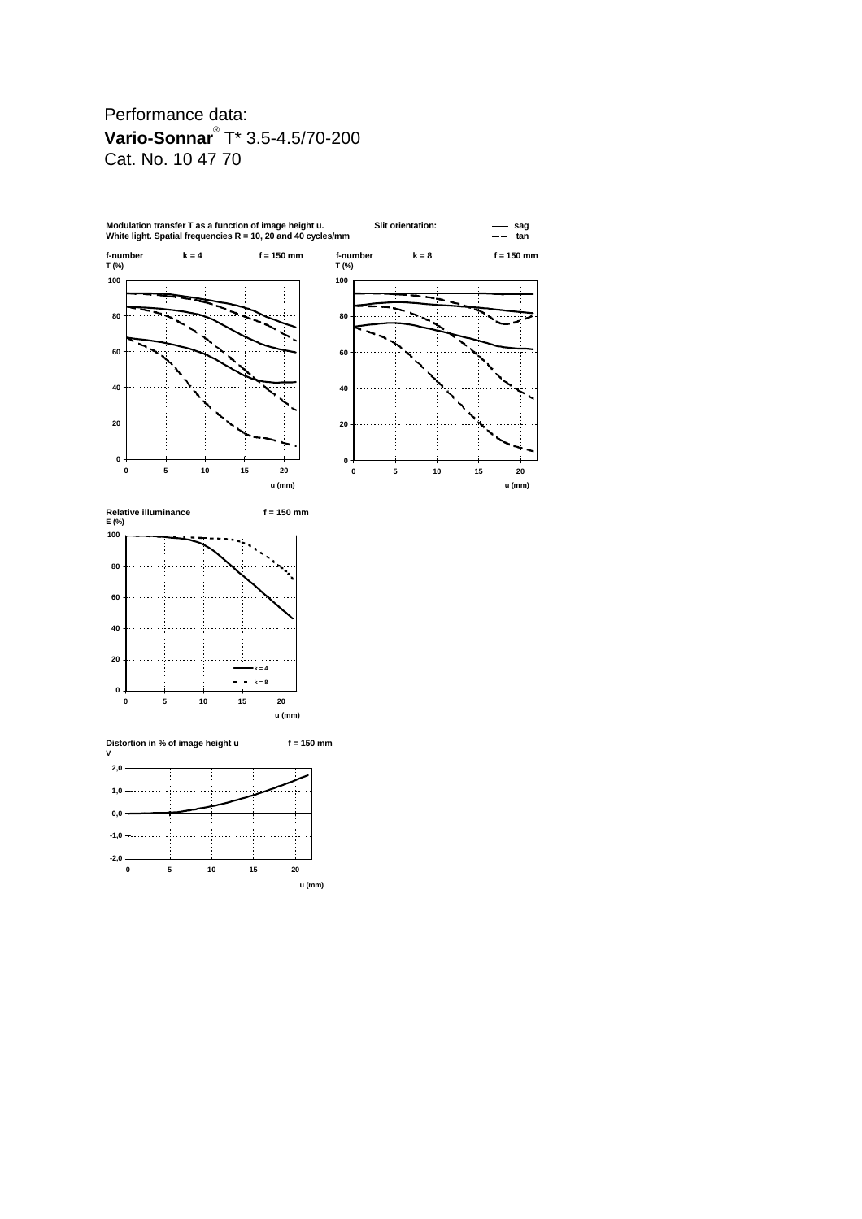Performance data:

**Vario-Sonnar**® T* 3.5-4.5/70-200

Cat. No. 10 47 70

**Modulation transfer T as a function of image height u.**
**White light. Spatial frequencies R = 10, 20 and 40 cycles/mm**

**Slit orientation:** —— sag, – – tan

**f-number k = 4, f = 150 mm**

**f-number k = 8, f = 150 mm**

**Relative illuminance f = 150 mm**

**Distortion in % of image height u f = 150 mm**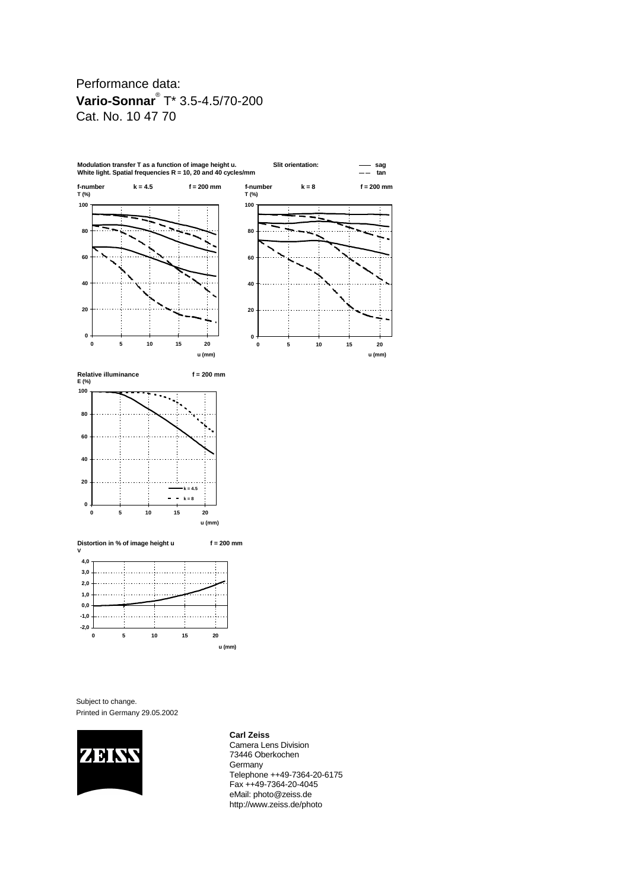Performance data:

**Vario-Sonnar**® T* 3.5-4.5/70-200

Cat. No. 10 47 70

**Modulation transfer T as a function of image height u.**
**White light. Spatial frequencies R = 10, 20 and 40 cycles/mm**

**Slit orientation:** —— sag, – – tan

**f-number** **k = 4.5** **f = 200 mm**

**T (%)**

100
80
60
40
20
0

0 5 10 15 20

**u (mm)**

**f-number** **k = 8** **f = 200 mm**

**T (%)**

100
80
60
40
20
0

0 5 10 15 20

**u (mm)**

**Relative illuminance** **f = 200 mm**

**E (%)**

100
80
60
40
20
0

0 5 10 15 20

**u (mm)**

k = 4.5
k = 8

**Distortion in % of image height u** **f = 200 mm**

**V**

4,0
3,0
2,0
1,0
0,0
-1,0
-2,0

0 5 10 15 20

**u (mm)**

Subject to change.
Printed in Germany 29.05.2002

ZEISS

**Carl Zeiss**
Camera Lens Division
73446 Oberkochen
Germany
Telephone ++49-7364-20-6175
Fax ++49-7364-20-4045
eMail: photo@zeiss.de
http://www.zeiss.de/photo